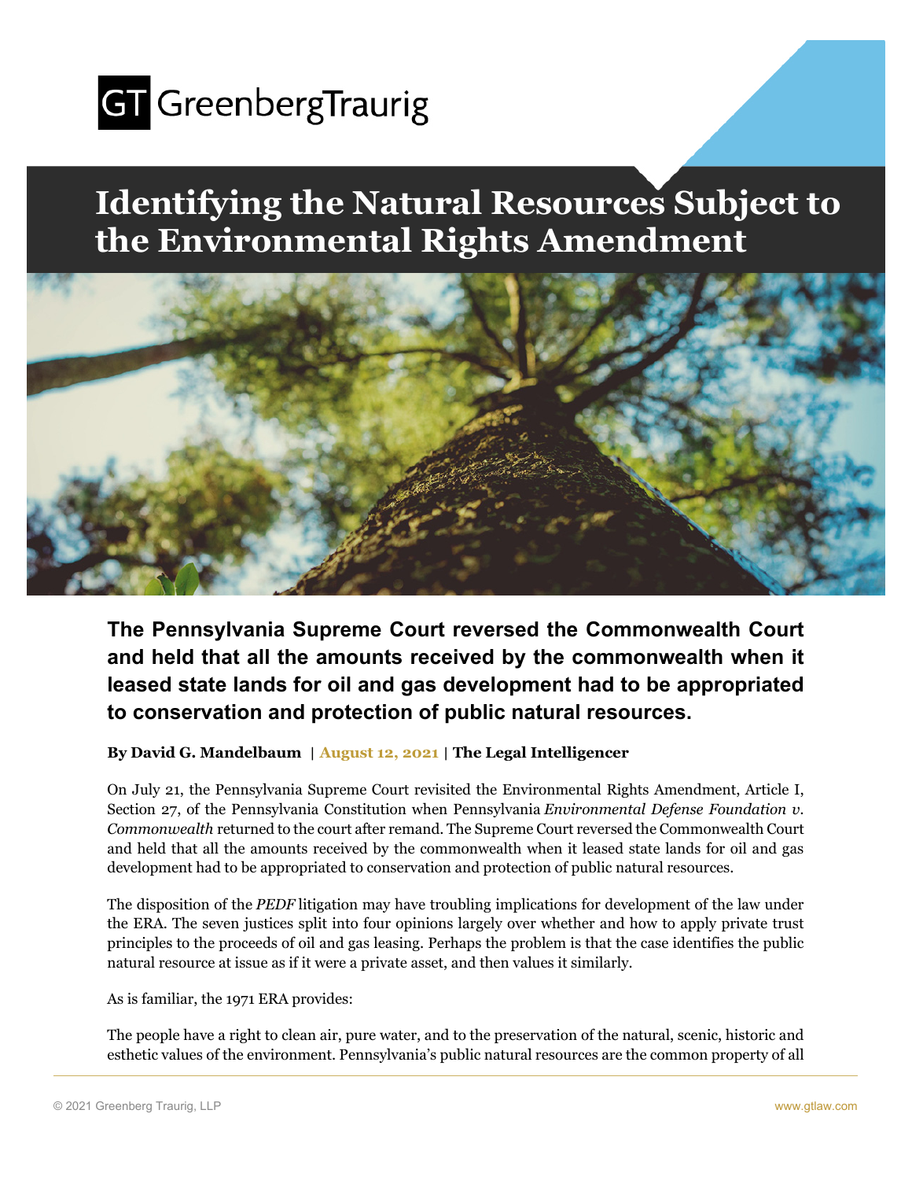GT GreenbergTraurig

# Identifying the Natural Resources Subject to the Environmental Rights Amendment

**The Pennsylvania Supreme Court reversed the Commonwealth Court and held that all the amounts received by the commonwealth when it leased state lands for oil and gas development had to be appropriated to conservation and protection of public natural resources.**

**By David G. Mandelbaum | August 12, 2021 | The Legal Intelligencer**

On July 21, the Pennsylvania Supreme Court revisited the Environmental Rights Amendment, Article I, Section 27, of the Pennsylvania Constitution when Pennsylvania *Environmental Defense Foundation v. Commonwealth* returned to the court after remand. The Supreme Court reversed the Commonwealth Court and held that all the amounts received by the commonwealth when it leased state lands for oil and gas development had to be appropriated to conservation and protection of public natural resources.

The disposition of the *PEDF* litigation may have troubling implications for development of the law under the ERA. The seven justices split into four opinions largely over whether and how to apply private trust principles to the proceeds of oil and gas leasing. Perhaps the problem is that the case identifies the public natural resource at issue as if it were a private asset, and then values it similarly.

As is familiar, the 1971 ERA provides:

The people have a right to clean air, pure water, and to the preservation of the natural, scenic, historic and esthetic values of the environment. Pennsylvania's public natural resources are the common property of all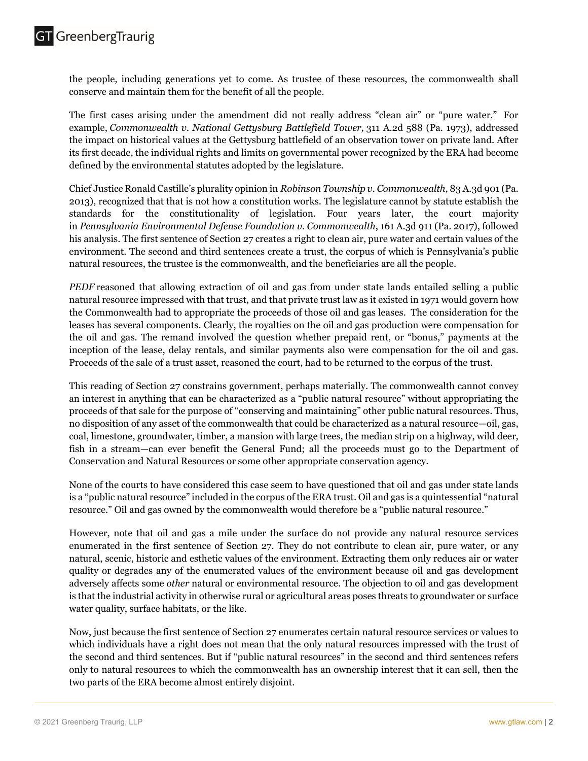the people, including generations yet to come. As trustee of these resources, the commonwealth shall conserve and maintain them for the benefit of all the people.

The first cases arising under the amendment did not really address "clean air" or "pure water." For example, *Commonwealth v. National Gettysburg Battlefield Tower,* 311 A.2d 588 (Pa. 1973), addressed the impact on historical values at the Gettysburg battlefield of an observation tower on private land. After its first decade, the individual rights and limits on governmental power recognized by the ERA had become defined by the environmental statutes adopted by the legislature.

Chief Justice Ronald Castille's plurality opinion in *Robinson Township v. Commonwealth*, 83 A.3d 901 (Pa. 2013), recognized that that is not how a constitution works. The legislature cannot by statute establish the standards for the constitutionality of legislation. Four years later, the court majority in *Pennsylvania Environmental Defense Foundation v. Commonwealth*, 161 A.3d 911 (Pa. 2017), followed his analysis. The first sentence of Section 27 creates a right to clean air, pure water and certain values of the environment. The second and third sentences create a trust, the corpus of which is Pennsylvania's public natural resources, the trustee is the commonwealth, and the beneficiaries are all the people.

*PEDF* reasoned that allowing extraction of oil and gas from under state lands entailed selling a public natural resource impressed with that trust, and that private trust law as it existed in 1971 would govern how the Commonwealth had to appropriate the proceeds of those oil and gas leases. The consideration for the leases has several components. Clearly, the royalties on the oil and gas production were compensation for the oil and gas. The remand involved the question whether prepaid rent, or "bonus," payments at the inception of the lease, delay rentals, and similar payments also were compensation for the oil and gas. Proceeds of the sale of a trust asset, reasoned the court, had to be returned to the corpus of the trust.

This reading of Section 27 constrains government, perhaps materially. The commonwealth cannot convey an interest in anything that can be characterized as a "public natural resource" without appropriating the proceeds of that sale for the purpose of "conserving and maintaining" other public natural resources. Thus, no disposition of any asset of the commonwealth that could be characterized as a natural resource—oil, gas, coal, limestone, groundwater, timber, a mansion with large trees, the median strip on a highway, wild deer, fish in a stream—can ever benefit the General Fund; all the proceeds must go to the Department of Conservation and Natural Resources or some other appropriate conservation agency.

None of the courts to have considered this case seem to have questioned that oil and gas under state lands is a "public natural resource" included in the corpus of the ERA trust. Oil and gas is a quintessential "natural resource." Oil and gas owned by the commonwealth would therefore be a "public natural resource."

However, note that oil and gas a mile under the surface do not provide any natural resource services enumerated in the first sentence of Section 27. They do not contribute to clean air, pure water, or any natural, scenic, historic and esthetic values of the environment. Extracting them only reduces air or water quality or degrades any of the enumerated values of the environment because oil and gas development adversely affects some *other* natural or environmental resource. The objection to oil and gas development is that the industrial activity in otherwise rural or agricultural areas poses threats to groundwater or surface water quality, surface habitats, or the like.

Now, just because the first sentence of Section 27 enumerates certain natural resource services or values to which individuals have a right does not mean that the only natural resources impressed with the trust of the second and third sentences. But if "public natural resources" in the second and third sentences refers only to natural resources to which the commonwealth has an ownership interest that it can sell, then the two parts of the ERA become almost entirely disjoint.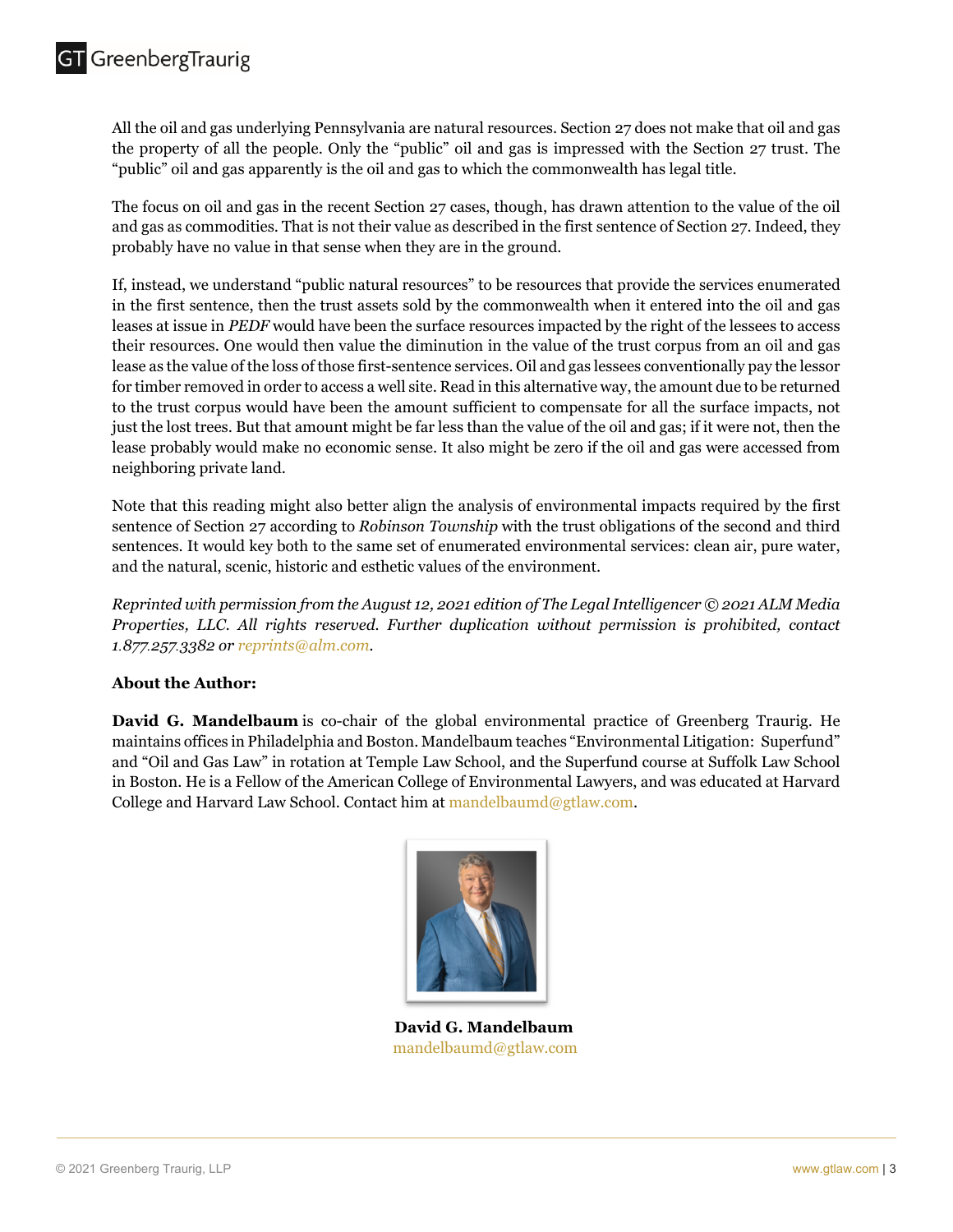All the oil and gas underlying Pennsylvania are natural resources. Section 27 does not make that oil and gas the property of all the people. Only the "public" oil and gas is impressed with the Section 27 trust. The "public" oil and gas apparently is the oil and gas to which the commonwealth has legal title.

The focus on oil and gas in the recent Section 27 cases, though, has drawn attention to the value of the oil and gas as commodities. That is not their value as described in the first sentence of Section 27. Indeed, they probably have no value in that sense when they are in the ground.

If, instead, we understand "public natural resources" to be resources that provide the services enumerated in the first sentence, then the trust assets sold by the commonwealth when it entered into the oil and gas leases at issue in *PEDF* would have been the surface resources impacted by the right of the lessees to access their resources. One would then value the diminution in the value of the trust corpus from an oil and gas lease as the value of the loss of those first-sentence services. Oil and gas lessees conventionally pay the lessor for timber removed in order to access a well site. Read in this alternative way, the amount due to be returned to the trust corpus would have been the amount sufficient to compensate for all the surface impacts, not just the lost trees. But that amount might be far less than the value of the oil and gas; if it were not, then the lease probably would make no economic sense. It also might be zero if the oil and gas were accessed from neighboring private land.

Note that this reading might also better align the analysis of environmental impacts required by the first sentence of Section 27 according to *Robinson Township* with the trust obligations of the second and third sentences. It would key both to the same set of enumerated environmental services: clean air, pure water, and the natural, scenic, historic and esthetic values of the environment.

*Reprinted with permission from the August 12, 2021 edition of The Legal Intelligencer © 2021 ALM Media Properties, LLC. All rights reserved. Further duplication without permission is prohibited, contact 1.877.257.3382 or reprints@alm.com.*

**About the Author:**

**David G. Mandelbaum** is co-chair of the global environmental practice of Greenberg Traurig. He maintains offices in Philadelphia and Boston. Mandelbaum teaches "Environmental Litigation: Superfund" and "Oil and Gas Law" in rotation at Temple Law School, and the Superfund course at Suffolk Law School in Boston. He is a Fellow of the American College of Environmental Lawyers, and was educated at Harvard College and Harvard Law School. Contact him at mandelbaumd@gtlaw.com.

**David G. Mandelbaum**
mandelbaumd@gtlaw.com